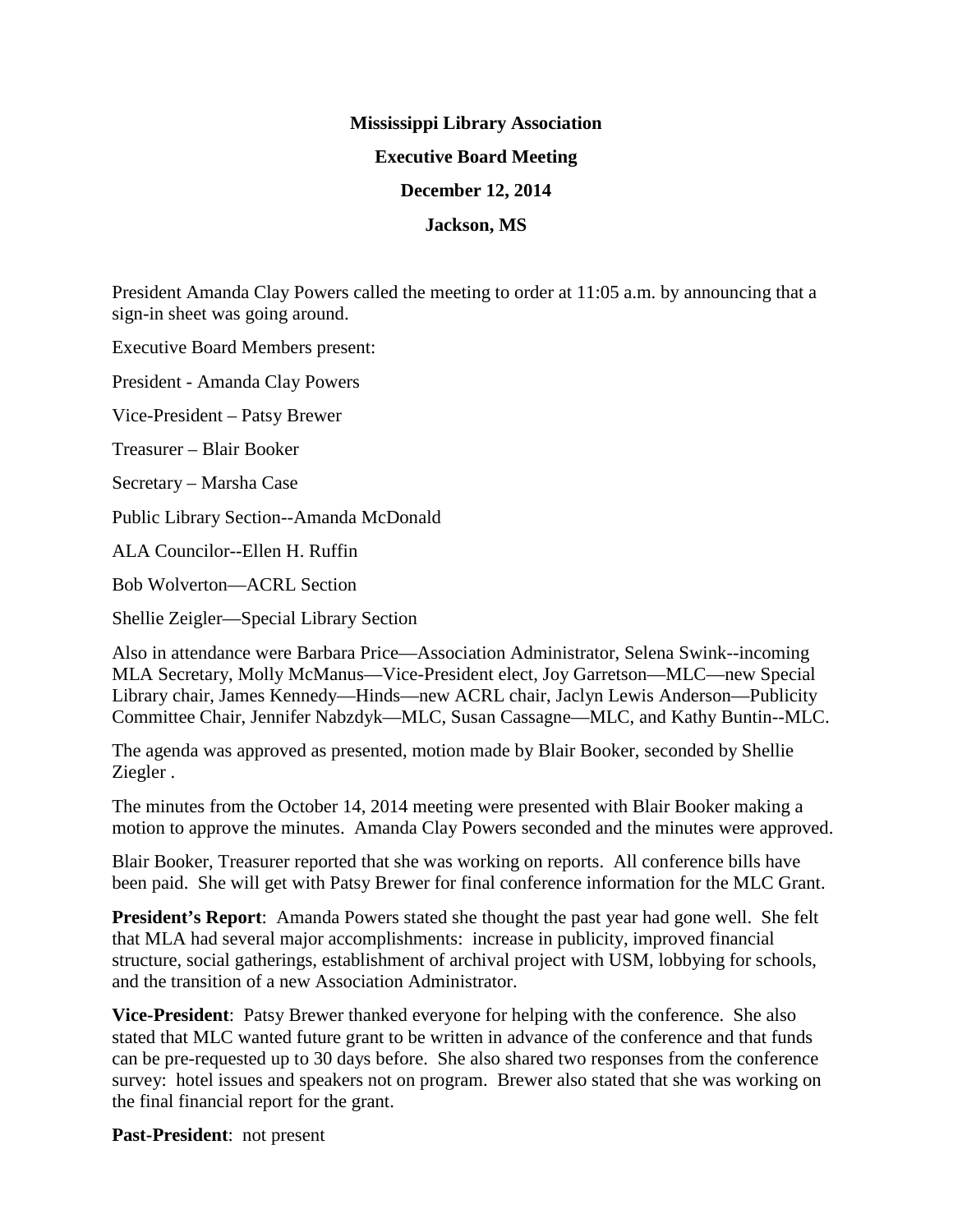**Mississippi Library Association**

**Executive Board Meeting**

**December 12, 2014**

**Jackson, MS**

President Amanda Clay Powers called the meeting to order at 11:05 a.m. by announcing that a sign-in sheet was going around.

Executive Board Members present:

President - Amanda Clay Powers

Vice-President – Patsy Brewer

Treasurer – Blair Booker

Secretary – Marsha Case

Public Library Section--Amanda McDonald

ALA Councilor--Ellen H. Ruffin

Bob Wolverton—ACRL Section

Shellie Zeigler—Special Library Section

Also in attendance were Barbara Price—Association Administrator, Selena Swink--incoming MLA Secretary, Molly McManus—Vice-President elect, Joy Garretson—MLC—new Special Library chair, James Kennedy—Hinds—new ACRL chair, Jaclyn Lewis Anderson—Publicity Committee Chair, Jennifer Nabzdyk—MLC, Susan Cassagne—MLC, and Kathy Buntin--MLC.

The agenda was approved as presented, motion made by Blair Booker, seconded by Shellie Ziegler .

The minutes from the October 14, 2014 meeting were presented with Blair Booker making a motion to approve the minutes. Amanda Clay Powers seconded and the minutes were approved.

Blair Booker, Treasurer reported that she was working on reports. All conference bills have been paid. She will get with Patsy Brewer for final conference information for the MLC Grant.

**President's Report**: Amanda Powers stated she thought the past year had gone well. She felt that MLA had several major accomplishments: increase in publicity, improved financial structure, social gatherings, establishment of archival project with USM, lobbying for schools, and the transition of a new Association Administrator.

**Vice-President**: Patsy Brewer thanked everyone for helping with the conference. She also stated that MLC wanted future grant to be written in advance of the conference and that funds can be pre-requested up to 30 days before. She also shared two responses from the conference survey: hotel issues and speakers not on program. Brewer also stated that she was working on the final financial report for the grant.

**Past-President**: not present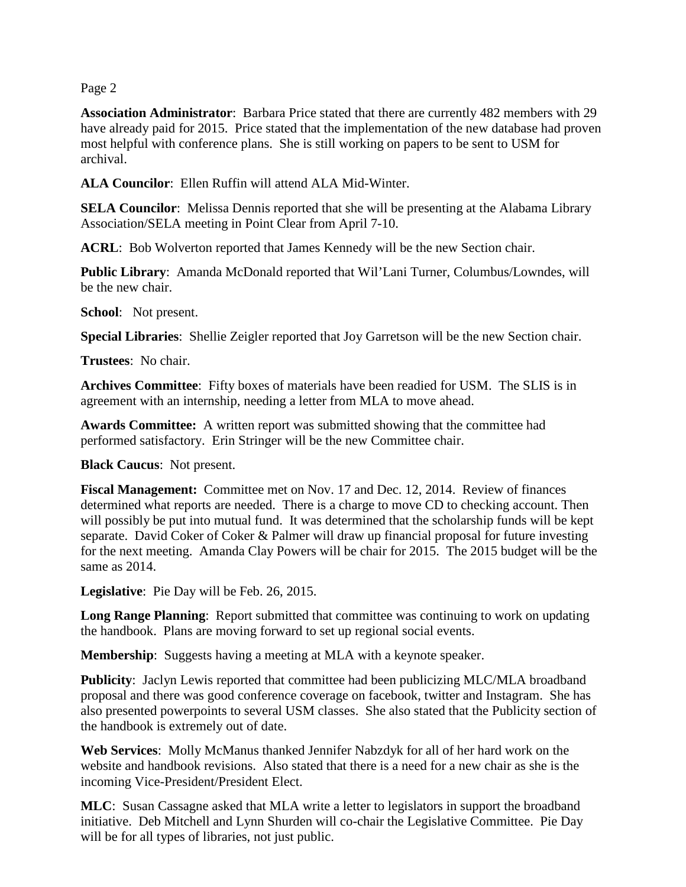**Association Administrator**: Barbara Price stated that there are currently 482 members with 29 have already paid for 2015. Price stated that the implementation of the new database had proven most helpful with conference plans. She is still working on papers to be sent to USM for archival.

**ALA Councilor**: Ellen Ruffin will attend ALA Mid-Winter.

**SELA Councilor**: Melissa Dennis reported that she will be presenting at the Alabama Library Association/SELA meeting in Point Clear from April 7-10.

**ACRL**: Bob Wolverton reported that James Kennedy will be the new Section chair.

**Public Library**: Amanda McDonald reported that Wil'Lani Turner, Columbus/Lowndes, will be the new chair.

**School**: Not present.

**Special Libraries**: Shellie Zeigler reported that Joy Garretson will be the new Section chair.

**Trustees**: No chair.

**Archives Committee**: Fifty boxes of materials have been readied for USM. The SLIS is in agreement with an internship, needing a letter from MLA to move ahead.

**Awards Committee:** A written report was submitted showing that the committee had performed satisfactory. Erin Stringer will be the new Committee chair.

**Black Caucus**: Not present.

**Fiscal Management:** Committee met on Nov. 17 and Dec. 12, 2014. Review of finances determined what reports are needed. There is a charge to move CD to checking account. Then will possibly be put into mutual fund. It was determined that the scholarship funds will be kept separate. David Coker of Coker & Palmer will draw up financial proposal for future investing for the next meeting. Amanda Clay Powers will be chair for 2015. The 2015 budget will be the same as 2014.

**Legislative**: Pie Day will be Feb. 26, 2015.

**Long Range Planning**: Report submitted that committee was continuing to work on updating the handbook. Plans are moving forward to set up regional social events.

**Membership**: Suggests having a meeting at MLA with a keynote speaker.

**Publicity**: Jaclyn Lewis reported that committee had been publicizing MLC/MLA broadband proposal and there was good conference coverage on facebook, twitter and Instagram. She has also presented powerpoints to several USM classes. She also stated that the Publicity section of the handbook is extremely out of date.

**Web Services**: Molly McManus thanked Jennifer Nabzdyk for all of her hard work on the website and handbook revisions. Also stated that there is a need for a new chair as she is the incoming Vice-President/President Elect.

**MLC**: Susan Cassagne asked that MLA write a letter to legislators in support the broadband initiative. Deb Mitchell and Lynn Shurden will co-chair the Legislative Committee. Pie Day will be for all types of libraries, not just public.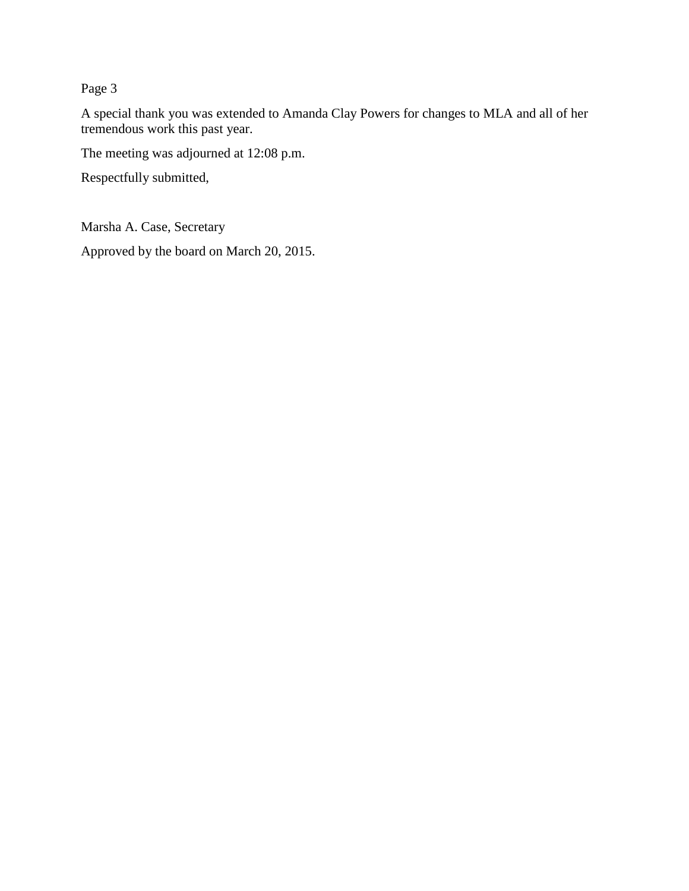A special thank you was extended to Amanda Clay Powers for changes to MLA and all of her tremendous work this past year.

The meeting was adjourned at 12:08 p.m.

Respectfully submitted,

Marsha A. Case, Secretary

Approved by the board on March 20, 2015.